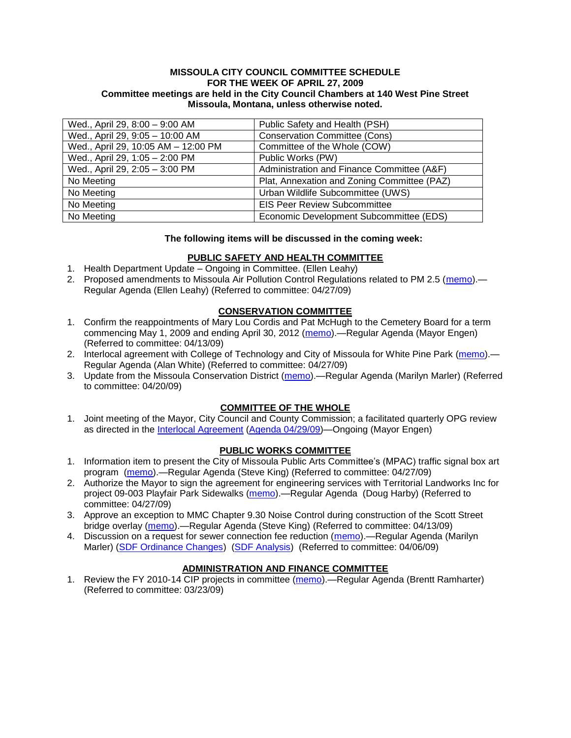**MISSOULA CITY COUNCIL COMMITTEE SCHEDULE**
**FOR THE WEEK OF APRIL 27, 2009**
**Committee meetings are held in the City Council Chambers at 140 West Pine Street**
**Missoula, Montana, unless otherwise noted.**

| | |
|---|---|
| Wed., April 29, 8:00 – 9:00 AM | Public Safety and Health (PSH) |
| Wed., April 29, 9:05 – 10:00 AM | Conservation Committee (Cons) |
| Wed., April 29, 10:05 AM – 12:00 PM | Committee of the Whole (COW) |
| Wed., April 29, 1:05 – 2:00 PM | Public Works (PW) |
| Wed., April 29, 2:05 – 3:00 PM | Administration and Finance Committee (A&F) |
| No Meeting | Plat, Annexation and Zoning Committee (PAZ) |
| No Meeting | Urban Wildlife Subcommittee (UWS) |
| No Meeting | EIS Peer Review Subcommittee |
| No Meeting | Economic Development Subcommittee (EDS) |

**The following items will be discussed in the coming week:**

## PUBLIC SAFETY AND HEALTH COMMITTEE

1. Health Department Update – Ongoing in Committee. (Ellen Leahy)
2. Proposed amendments to Missoula Air Pollution Control Regulations related to PM 2.5 (memo).—Regular Agenda (Ellen Leahy) (Referred to committee: 04/27/09)

## CONSERVATION COMMITTEE

1. Confirm the reappointments of Mary Lou Cordis and Pat McHugh to the Cemetery Board for a term commencing May 1, 2009 and ending April 30, 2012 (memo).—Regular Agenda (Mayor Engen) (Referred to committee: 04/13/09)
2. Interlocal agreement with College of Technology and City of Missoula for White Pine Park (memo).—Regular Agenda (Alan White) (Referred to committee: 04/27/09)
3. Update from the Missoula Conservation District (memo).—Regular Agenda (Marilyn Marler) (Referred to committee: 04/20/09)

## COMMITTEE OF THE WHOLE

1. Joint meeting of the Mayor, City Council and County Commission; a facilitated quarterly OPG review as directed in the Interlocal Agreement (Agenda 04/29/09)—Ongoing (Mayor Engen)

## PUBLIC WORKS COMMITTEE

1. Information item to present the City of Missoula Public Arts Committee's (MPAC) traffic signal box art program (memo).—Regular Agenda (Steve King) (Referred to committee: 04/27/09)
2. Authorize the Mayor to sign the agreement for engineering services with Territorial Landworks Inc for project 09-003 Playfair Park Sidewalks (memo).—Regular Agenda (Doug Harby) (Referred to committee: 04/27/09)
3. Approve an exception to MMC Chapter 9.30 Noise Control during construction of the Scott Street bridge overlay (memo).—Regular Agenda (Steve King) (Referred to committee: 04/13/09)
4. Discussion on a request for sewer connection fee reduction (memo).—Regular Agenda (Marilyn Marler) (SDF Ordinance Changes) (SDF Analysis) (Referred to committee: 04/06/09)

## ADMINISTRATION AND FINANCE COMMITTEE

1. Review the FY 2010-14 CIP projects in committee (memo).—Regular Agenda (Brentt Ramharter) (Referred to committee: 03/23/09)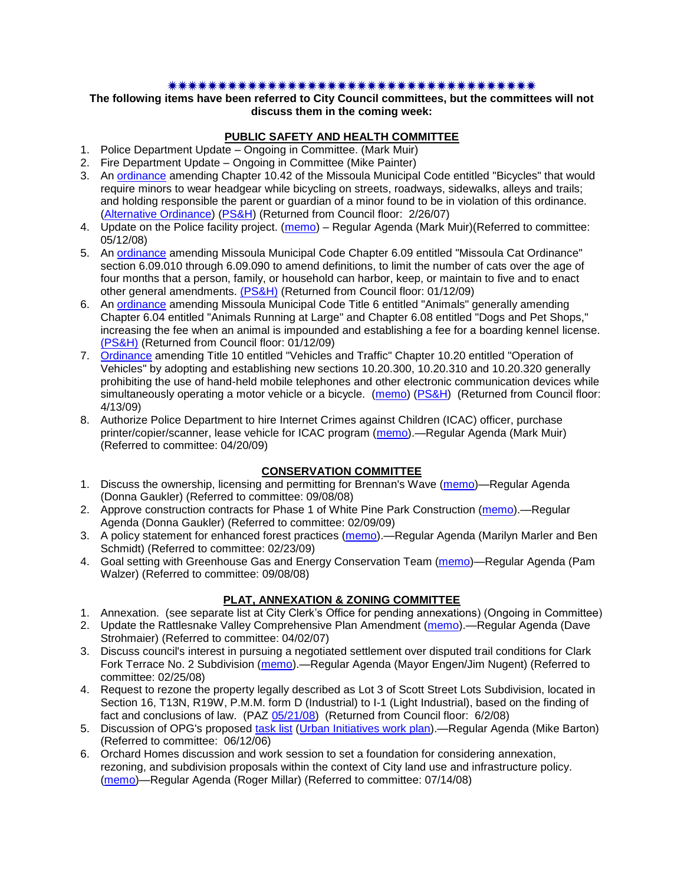✷✷✷✷✷✷✷✷✷✷✷✷✷✷✷✷✷✷✷✷✷✷✷✷✷✷✷✷✷✷✷✷✷✷✷✷✷✷✷✷✷✷

**The following items have been referred to City Council committees, but the committees will not discuss them in the coming week:**

## PUBLIC SAFETY AND HEALTH COMMITTEE

1. Police Department Update – Ongoing in Committee. (Mark Muir)
2. Fire Department Update – Ongoing in Committee (Mike Painter)
3. An ordinance amending Chapter 10.42 of the Missoula Municipal Code entitled "Bicycles" that would require minors to wear headgear while bicycling on streets, roadways, sidewalks, alleys and trails; and holding responsible the parent or guardian of a minor found to be in violation of this ordinance. (Alternative Ordinance) (PS&H) (Returned from Council floor: 2/26/07)
4. Update on the Police facility project. (memo) – Regular Agenda (Mark Muir)(Referred to committee: 05/12/08)
5. An ordinance amending Missoula Municipal Code Chapter 6.09 entitled "Missoula Cat Ordinance" section 6.09.010 through 6.09.090 to amend definitions, to limit the number of cats over the age of four months that a person, family, or household can harbor, keep, or maintain to five and to enact other general amendments. (PS&H) (Returned from Council floor: 01/12/09)
6. An ordinance amending Missoula Municipal Code Title 6 entitled "Animals" generally amending Chapter 6.04 entitled "Animals Running at Large" and Chapter 6.08 entitled "Dogs and Pet Shops," increasing the fee when an animal is impounded and establishing a fee for a boarding kennel license. (PS&H) (Returned from Council floor: 01/12/09)
7. Ordinance amending Title 10 entitled "Vehicles and Traffic" Chapter 10.20 entitled "Operation of Vehicles" by adopting and establishing new sections 10.20.300, 10.20.310 and 10.20.320 generally prohibiting the use of hand-held mobile telephones and other electronic communication devices while simultaneously operating a motor vehicle or a bicycle. (memo) (PS&H) (Returned from Council floor: 4/13/09)
8. Authorize Police Department to hire Internet Crimes against Children (ICAC) officer, purchase printer/copier/scanner, lease vehicle for ICAC program (memo).—Regular Agenda (Mark Muir) (Referred to committee: 04/20/09)

## CONSERVATION COMMITTEE

1. Discuss the ownership, licensing and permitting for Brennan's Wave (memo)—Regular Agenda (Donna Gaukler) (Referred to committee: 09/08/08)
2. Approve construction contracts for Phase 1 of White Pine Park Construction (memo).—Regular Agenda (Donna Gaukler) (Referred to committee: 02/09/09)
3. A policy statement for enhanced forest practices (memo).—Regular Agenda (Marilyn Marler and Ben Schmidt) (Referred to committee: 02/23/09)
4. Goal setting with Greenhouse Gas and Energy Conservation Team (memo)—Regular Agenda (Pam Walzer) (Referred to committee: 09/08/08)

## PLAT, ANNEXATION & ZONING COMMITTEE

1. Annexation. (see separate list at City Clerk's Office for pending annexations) (Ongoing in Committee)
2. Update the Rattlesnake Valley Comprehensive Plan Amendment (memo).—Regular Agenda (Dave Strohmaier) (Referred to committee: 04/02/07)
3. Discuss council's interest in pursuing a negotiated settlement over disputed trail conditions for Clark Fork Terrace No. 2 Subdivision (memo).—Regular Agenda (Mayor Engen/Jim Nugent) (Referred to committee: 02/25/08)
4. Request to rezone the property legally described as Lot 3 of Scott Street Lots Subdivision, located in Section 16, T13N, R19W, P.M.M. form D (Industrial) to I-1 (Light Industrial), based on the finding of fact and conclusions of law. (PAZ 05/21/08) (Returned from Council floor: 6/2/08)
5. Discussion of OPG's proposed task list (Urban Initiatives work plan).—Regular Agenda (Mike Barton) (Referred to committee: 06/12/06)
6. Orchard Homes discussion and work session to set a foundation for considering annexation, rezoning, and subdivision proposals within the context of City land use and infrastructure policy. (memo)—Regular Agenda (Roger Millar) (Referred to committee: 07/14/08)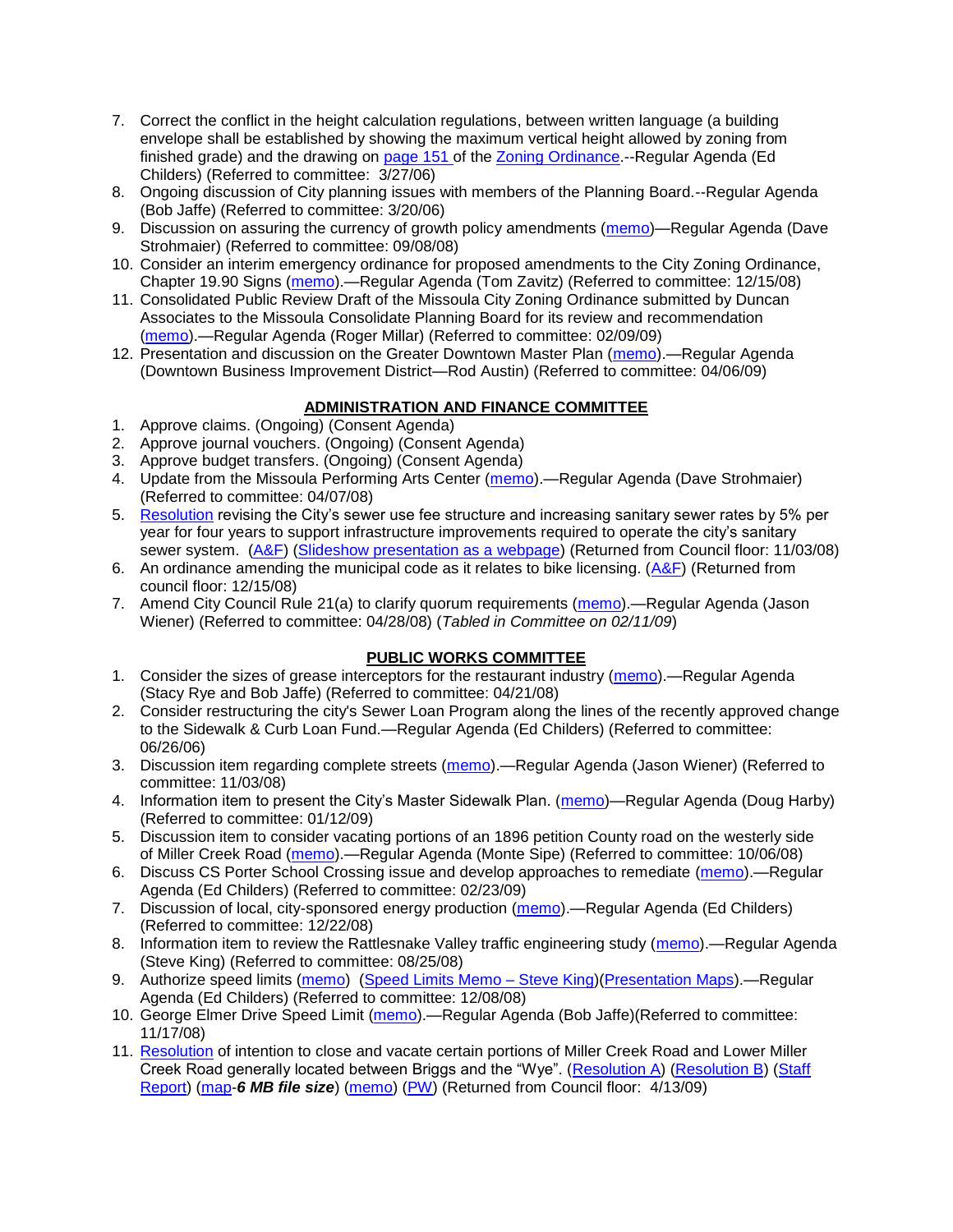7. Correct the conflict in the height calculation regulations, between written language (a building envelope shall be established by showing the maximum vertical height allowed by zoning from finished grade) and the drawing on page 151 of the Zoning Ordinance.--Regular Agenda (Ed Childers) (Referred to committee: 3/27/06)
8. Ongoing discussion of City planning issues with members of the Planning Board.--Regular Agenda (Bob Jaffe) (Referred to committee: 3/20/06)
9. Discussion on assuring the currency of growth policy amendments (memo)—Regular Agenda (Dave Strohmaier) (Referred to committee: 09/08/08)
10. Consider an interim emergency ordinance for proposed amendments to the City Zoning Ordinance, Chapter 19.90 Signs (memo).—Regular Agenda (Tom Zavitz) (Referred to committee: 12/15/08)
11. Consolidated Public Review Draft of the Missoula City Zoning Ordinance submitted by Duncan Associates to the Missoula Consolidate Planning Board for its review and recommendation (memo).—Regular Agenda (Roger Millar) (Referred to committee: 02/09/09)
12. Presentation and discussion on the Greater Downtown Master Plan (memo).—Regular Agenda (Downtown Business Improvement District—Rod Austin) (Referred to committee: 04/06/09)

## ADMINISTRATION AND FINANCE COMMITTEE

1. Approve claims. (Ongoing) (Consent Agenda)
2. Approve journal vouchers. (Ongoing) (Consent Agenda)
3. Approve budget transfers. (Ongoing) (Consent Agenda)
4. Update from the Missoula Performing Arts Center (memo).—Regular Agenda (Dave Strohmaier) (Referred to committee: 04/07/08)
5. Resolution revising the City's sewer use fee structure and increasing sanitary sewer rates by 5% per year for four years to support infrastructure improvements required to operate the city's sanitary sewer system. (A&F) (Slideshow presentation as a webpage) (Returned from Council floor: 11/03/08)
6. An ordinance amending the municipal code as it relates to bike licensing. (A&F) (Returned from council floor: 12/15/08)
7. Amend City Council Rule 21(a) to clarify quorum requirements (memo).—Regular Agenda (Jason Wiener) (Referred to committee: 04/28/08) (*Tabled in Committee on 02/11/09*)

## PUBLIC WORKS COMMITTEE

1. Consider the sizes of grease interceptors for the restaurant industry (memo).—Regular Agenda (Stacy Rye and Bob Jaffe) (Referred to committee: 04/21/08)
2. Consider restructuring the city's Sewer Loan Program along the lines of the recently approved change to the Sidewalk & Curb Loan Fund.—Regular Agenda (Ed Childers) (Referred to committee: 06/26/06)
3. Discussion item regarding complete streets (memo).—Regular Agenda (Jason Wiener) (Referred to committee: 11/03/08)
4. Information item to present the City's Master Sidewalk Plan. (memo)—Regular Agenda (Doug Harby) (Referred to committee: 01/12/09)
5. Discussion item to consider vacating portions of an 1896 petition County road on the westerly side of Miller Creek Road (memo).—Regular Agenda (Monte Sipe) (Referred to committee: 10/06/08)
6. Discuss CS Porter School Crossing issue and develop approaches to remediate (memo).—Regular Agenda (Ed Childers) (Referred to committee: 02/23/09)
7. Discussion of local, city-sponsored energy production (memo).—Regular Agenda (Ed Childers) (Referred to committee: 12/22/08)
8. Information item to review the Rattlesnake Valley traffic engineering study (memo).—Regular Agenda (Steve King) (Referred to committee: 08/25/08)
9. Authorize speed limits (memo) (Speed Limits Memo – Steve King)(Presentation Maps).—Regular Agenda (Ed Childers) (Referred to committee: 12/08/08)
10. George Elmer Drive Speed Limit (memo).—Regular Agenda (Bob Jaffe)(Referred to committee: 11/17/08)
11. Resolution of intention to close and vacate certain portions of Miller Creek Road and Lower Miller Creek Road generally located between Briggs and the "Wye". (Resolution A) (Resolution B) (Staff Report) (map-***6 MB file size***) (memo) (PW) (Returned from Council floor: 4/13/09)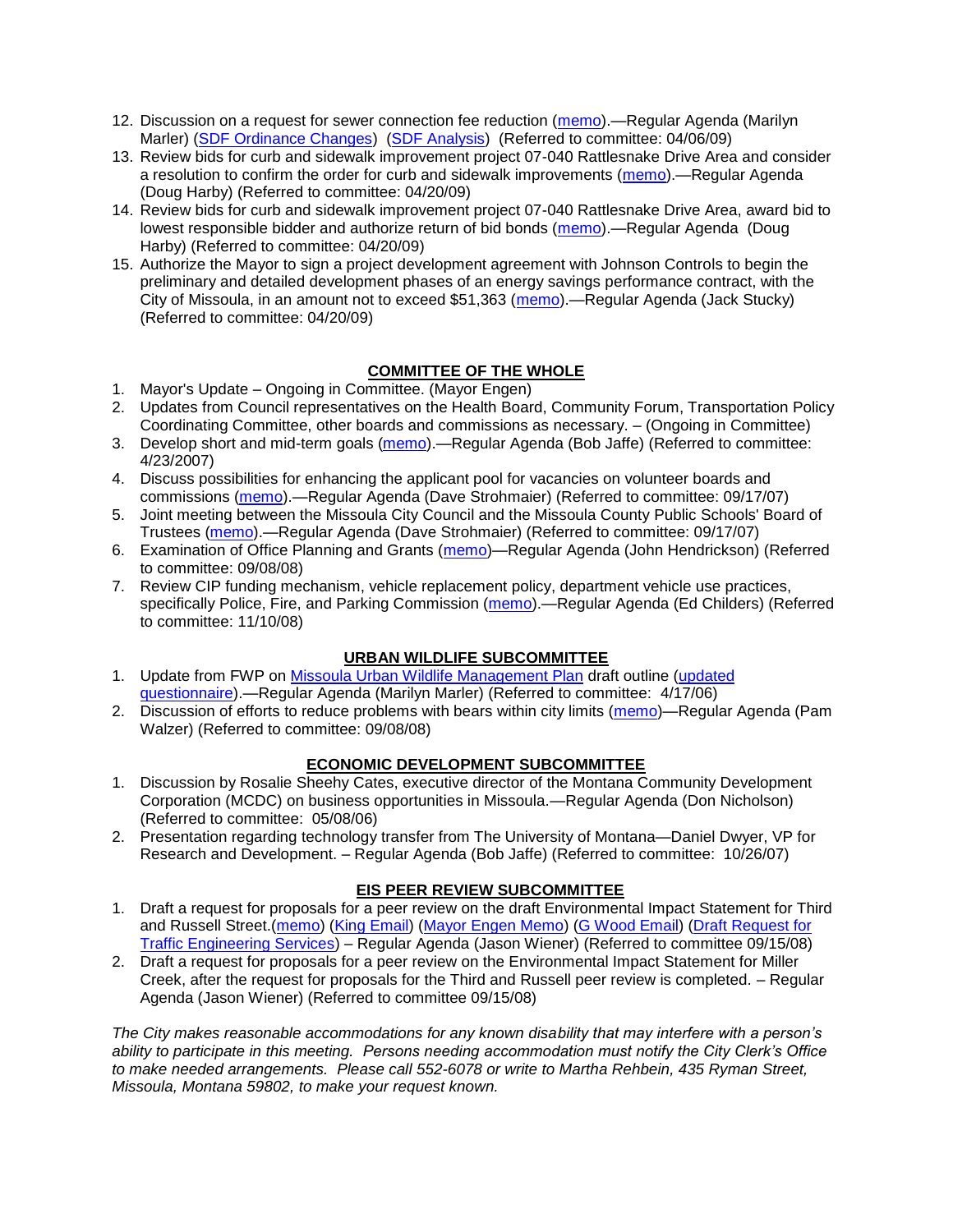12. Discussion on a request for sewer connection fee reduction (memo).—Regular Agenda (Marilyn Marler) (SDF Ordinance Changes) (SDF Analysis) (Referred to committee: 04/06/09)
13. Review bids for curb and sidewalk improvement project 07-040 Rattlesnake Drive Area and consider a resolution to confirm the order for curb and sidewalk improvements (memo).—Regular Agenda (Doug Harby) (Referred to committee: 04/20/09)
14. Review bids for curb and sidewalk improvement project 07-040 Rattlesnake Drive Area, award bid to lowest responsible bidder and authorize return of bid bonds (memo).—Regular Agenda (Doug Harby) (Referred to committee: 04/20/09)
15. Authorize the Mayor to sign a project development agreement with Johnson Controls to begin the preliminary and detailed development phases of an energy savings performance contract, with the City of Missoula, in an amount not to exceed $51,363 (memo).—Regular Agenda (Jack Stucky) (Referred to committee: 04/20/09)

## COMMITTEE OF THE WHOLE

1. Mayor's Update – Ongoing in Committee. (Mayor Engen)
2. Updates from Council representatives on the Health Board, Community Forum, Transportation Policy Coordinating Committee, other boards and commissions as necessary. – (Ongoing in Committee)
3. Develop short and mid-term goals (memo).—Regular Agenda (Bob Jaffe) (Referred to committee: 4/23/2007)
4. Discuss possibilities for enhancing the applicant pool for vacancies on volunteer boards and commissions (memo).—Regular Agenda (Dave Strohmaier) (Referred to committee: 09/17/07)
5. Joint meeting between the Missoula City Council and the Missoula County Public Schools' Board of Trustees (memo).—Regular Agenda (Dave Strohmaier) (Referred to committee: 09/17/07)
6. Examination of Office Planning and Grants (memo)—Regular Agenda (John Hendrickson) (Referred to committee: 09/08/08)
7. Review CIP funding mechanism, vehicle replacement policy, department vehicle use practices, specifically Police, Fire, and Parking Commission (memo).—Regular Agenda (Ed Childers) (Referred to committee: 11/10/08)

## URBAN WILDLIFE SUBCOMMITTEE

1. Update from FWP on Missoula Urban Wildlife Management Plan draft outline (updated questionnaire).—Regular Agenda (Marilyn Marler) (Referred to committee: 4/17/06)
2. Discussion of efforts to reduce problems with bears within city limits (memo)—Regular Agenda (Pam Walzer) (Referred to committee: 09/08/08)

## ECONOMIC DEVELOPMENT SUBCOMMITTEE

1. Discussion by Rosalie Sheehy Cates, executive director of the Montana Community Development Corporation (MCDC) on business opportunities in Missoula.—Regular Agenda (Don Nicholson) (Referred to committee: 05/08/06)
2. Presentation regarding technology transfer from The University of Montana—Daniel Dwyer, VP for Research and Development. – Regular Agenda (Bob Jaffe) (Referred to committee: 10/26/07)

## EIS PEER REVIEW SUBCOMMITTEE

1. Draft a request for proposals for a peer review on the draft Environmental Impact Statement for Third and Russell Street.(memo) (King Email) (Mayor Engen Memo) (G Wood Email) (Draft Request for Traffic Engineering Services) – Regular Agenda (Jason Wiener) (Referred to committee 09/15/08)
2. Draft a request for proposals for a peer review on the Environmental Impact Statement for Miller Creek, after the request for proposals for the Third and Russell peer review is completed. – Regular Agenda (Jason Wiener) (Referred to committee 09/15/08)

*The City makes reasonable accommodations for any known disability that may interfere with a person's ability to participate in this meeting. Persons needing accommodation must notify the City Clerk's Office to make needed arrangements. Please call 552-6078 or write to Martha Rehbein, 435 Ryman Street, Missoula, Montana 59802, to make your request known.*